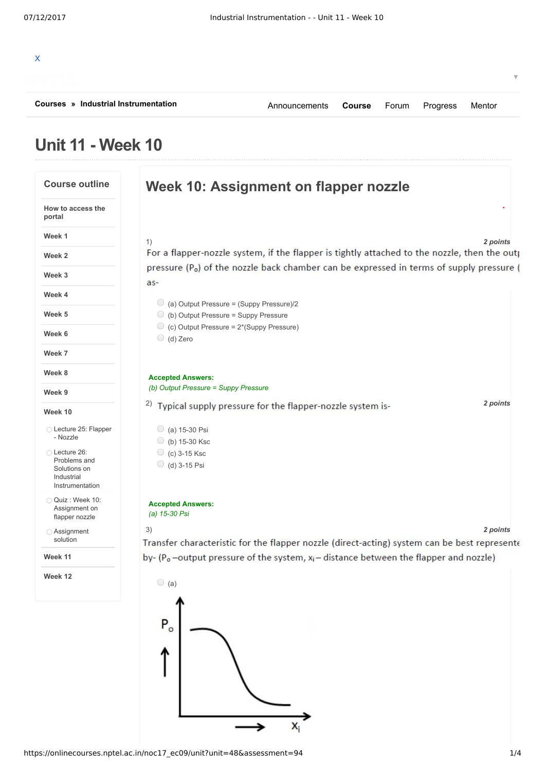X

Courses » Industrial Instrumentation

Announcements Course Forum Progress Mentor

# Unit 11 - Week 10

**Course outline**

- How to access the portal
- Week 1
- Week 2
- Week 3
- Week 4
- Week 5
- Week 6
- Week 7
- Week 8
- Week 9
- Week 10
  - Lecture 25: Flapper - Nozzle
  - Lecture 26: Problems and Solutions on Industrial Instrumentation
  - Quiz : Week 10: Assignment on flapper nozzle
  - Assignment solution
- Week 11
- Week 12

## Week 10: Assignment on flapper nozzle

1) *2 points*

For a flapper-nozzle system, if the flapper is tightly attached to the nozzle, then the outp pressure ($P_o$) of the nozzle back chamber can be expressed in terms of supply pressure ( as-

- (a) Output Pressure = (Suppy Pressure)/2
- (b) Output Pressure = Suppy Pressure
- (c) Output Pressure = 2*(Suppy Pressure)
- (d) Zero

**Accepted Answers:**
*(b) Output Pressure = Suppy Pressure*

2) Typical supply pressure for the flapper-nozzle system is- *2 points*

- (a) 15-30 Psi
- (b) 15-30 Ksc
- (c) 3-15 Ksc
- (d) 3-15 Psi

**Accepted Answers:**
*(a) 15-30 Psi*

3) *2 points*

Transfer characteristic for the flapper nozzle (direct-acting) system can be best represente by- ($P_o$ –output pressure of the system, $x_i$ – distance between the flapper and nozzle)

- (a)

$P_o$ ↑ vs. $x_i$ →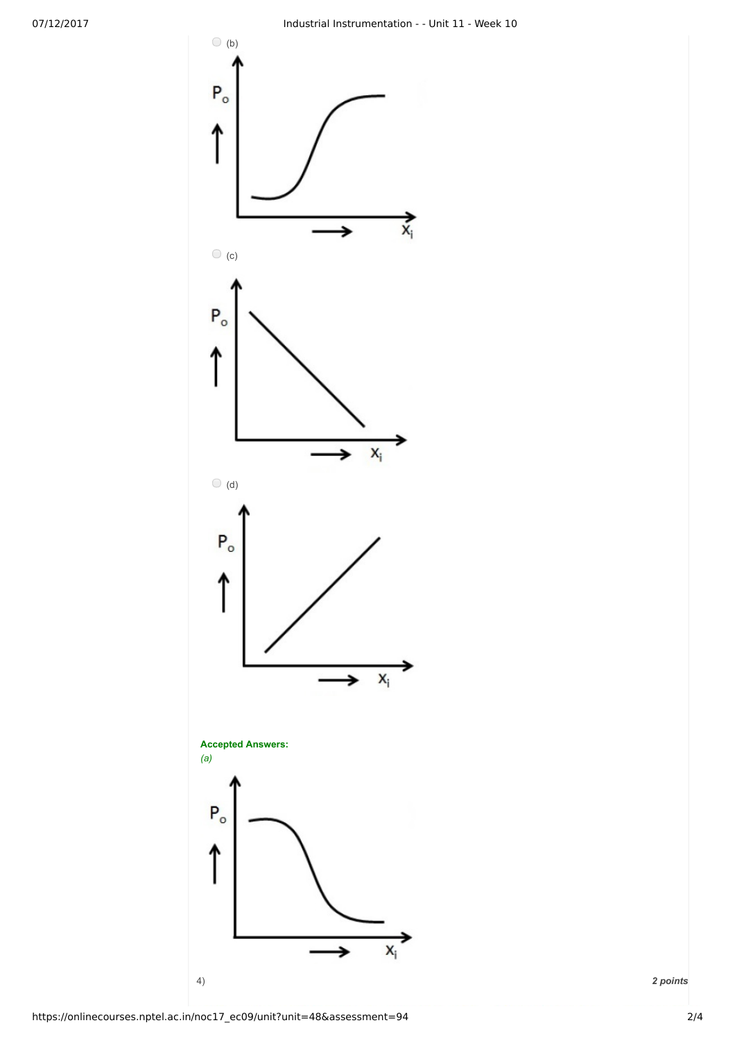(b)

$P_o$ ↑

→ $X_i$

(c)

$P_o$ ↑

→ $X_i$

(d)

$P_o$ ↑

→ $X_i$

**Accepted Answers:**

*(a)*

$P_o$ ↑

→ $X_i$

4) ***2 points***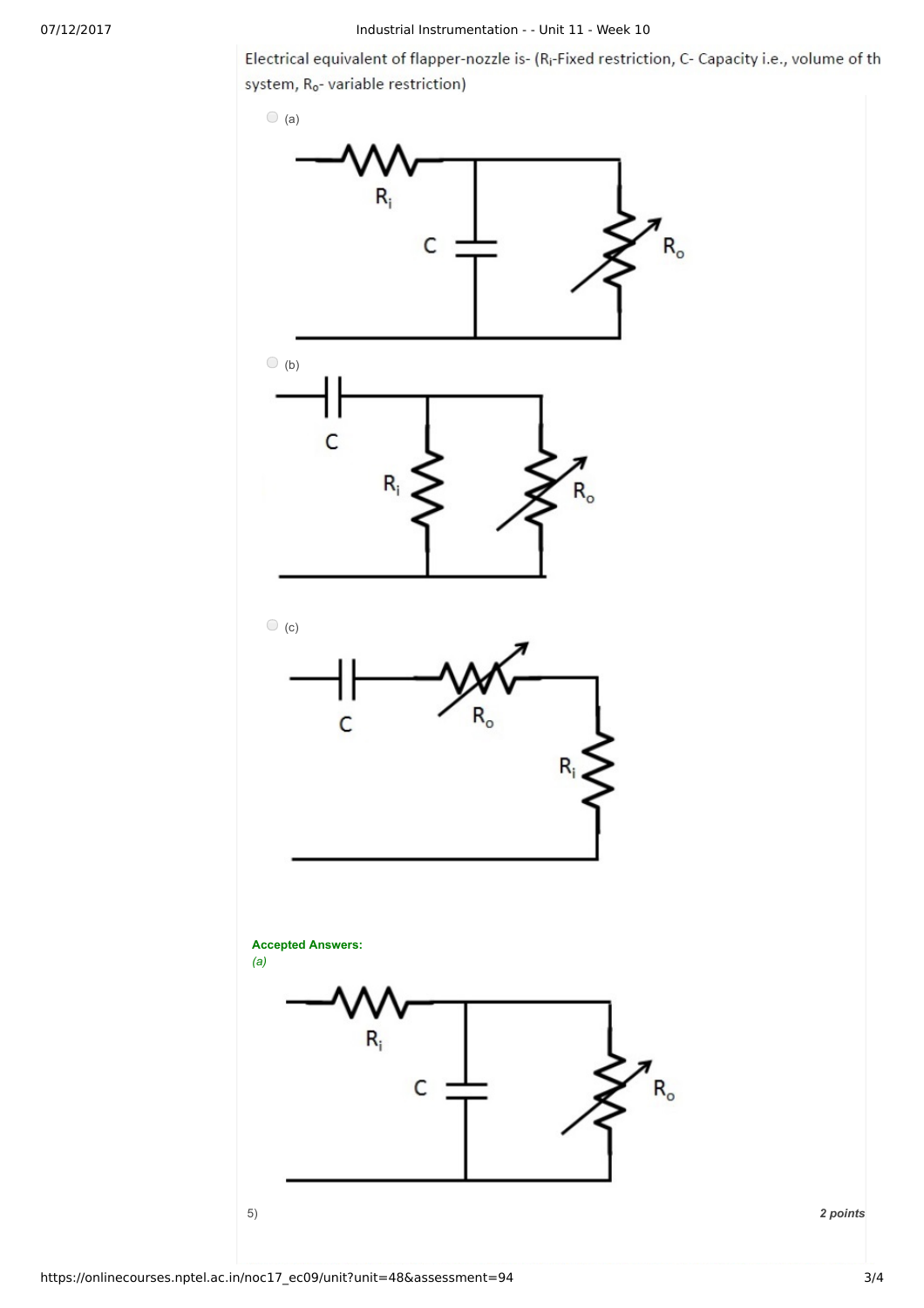Electrical equivalent of flapper-nozzle is- ($R_i$-Fixed restriction, C- Capacity i.e., volume of th system, $R_o$- variable restriction)

(a)

(b)

(c)

**Accepted Answers:**
*(a)*

5) **2 points**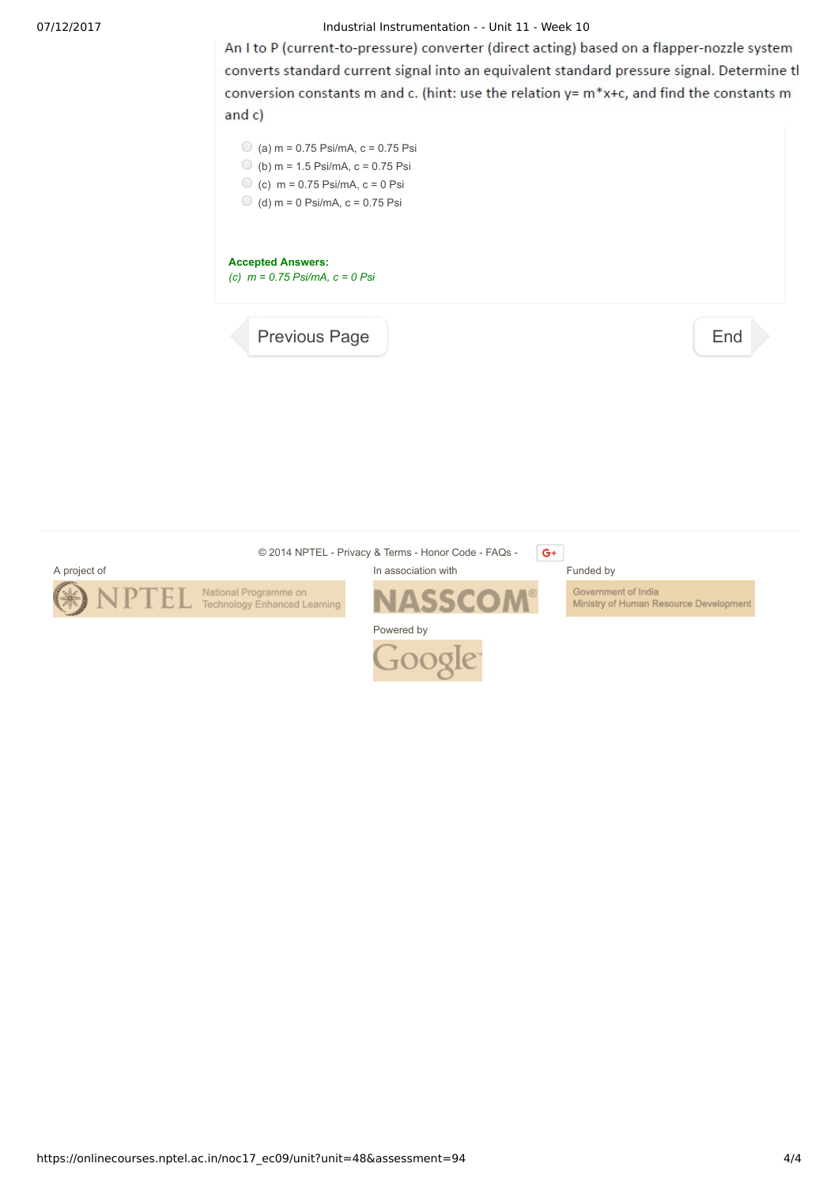An I to P (current-to-pressure) converter (direct acting) based on a flapper-nozzle system converts standard current signal into an equivalent standard pressure signal. Determine tl conversion constants m and c. (hint: use the relation y= m*x+c, and find the constants m and c)

- (a) m = 0.75 Psi/mA, c = 0.75 Psi
- (b) m = 1.5 Psi/mA, c = 0.75 Psi
- (c) m = 0.75 Psi/mA, c = 0 Psi
- (d) m = 0 Psi/mA, c = 0.75 Psi

**Accepted Answers:**

*(c) m = 0.75 Psi/mA, c = 0 Psi*

Previous Page | End

© 2014 NPTEL - Privacy & Terms - Honor Code - FAQs -

A project of: NPTEL National Programme on Technology Enhanced Learning

In association with: NASSCOM

Funded by: Government of India Ministry of Human Resource Development

Powered by: Google